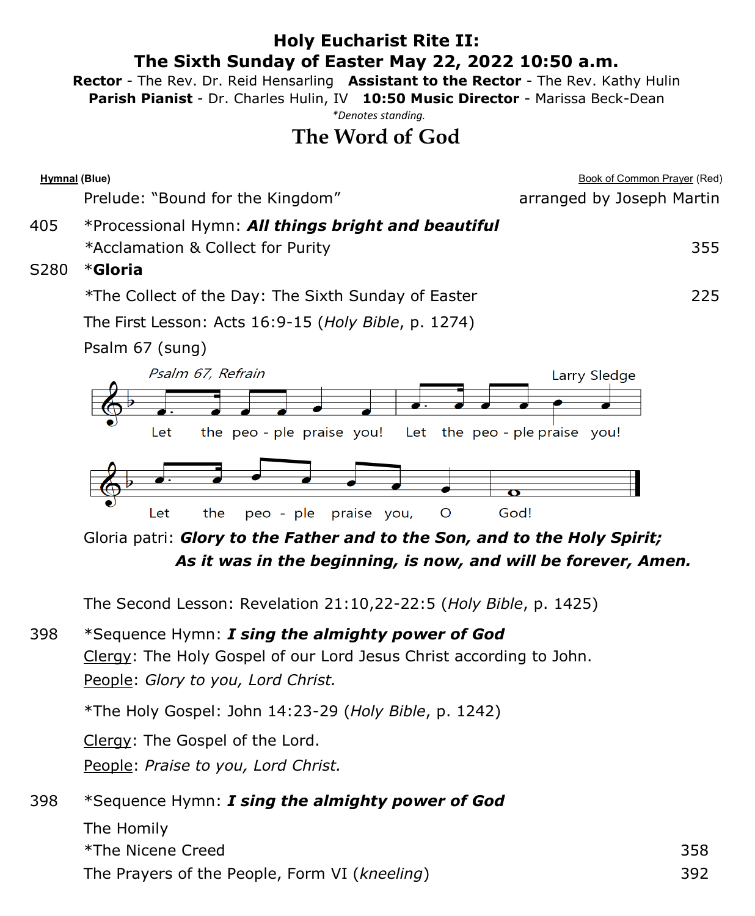# Holy Eucharist Rite II:
# The Sixth Sunday of Easter May 22, 2022 10:50 a.m.

**Rector** - The Rev. Dr. Reid Hensarling **Assistant to the Rector** - The Rev. Kathy Hulin
**Parish Pianist** - Dr. Charles Hulin, IV **10:50 Music Director** - Marissa Beck-Dean

*\*Denotes standing.*

## The Word of God

| **Hymnal** (Blue) | | Book of Common Prayer (Red) |
|---|---|---|
| | Prelude: "Bound for the Kingdom" | arranged by Joseph Martin |
| 405 | *Processional Hymn: ***All things bright and beautiful*** | |
| | *Acclamation & Collect for Purity | 355 |
| S280 | ***Gloria** | |
| | *The Collect of the Day: The Sixth Sunday of Easter | 225 |
| | The First Lesson: Acts 16:9-15 (*Holy Bible*, p. 1274) | |
| | Psalm 67 (sung) | |

*Psalm 67, Refrain* — Larry Sledge

Let the peo - ple praise you! Let the peo - ple praise you!
Let the peo - ple praise you, O God!

Gloria patri: ***Glory to the Father and to the Son, and to the Holy Spirit;***
***As it was in the beginning, is now, and will be forever, Amen.***

The Second Lesson: Revelation 21:10,22-22:5 (*Holy Bible*, p. 1425)

398 *Sequence Hymn: ***I sing the almighty power of God***

Clergy: The Holy Gospel of our Lord Jesus Christ according to John.

People: *Glory to you, Lord Christ.*

*The Holy Gospel: John 14:23-29 (*Holy Bible*, p. 1242)

Clergy: The Gospel of the Lord.

People: *Praise to you, Lord Christ.*

398 *Sequence Hymn: ***I sing the almighty power of God***

| | | |
|---|---|---|
| | The Homily | |
| | *The Nicene Creed | 358 |
| | The Prayers of the People, Form VI (*kneeling*) | 392 |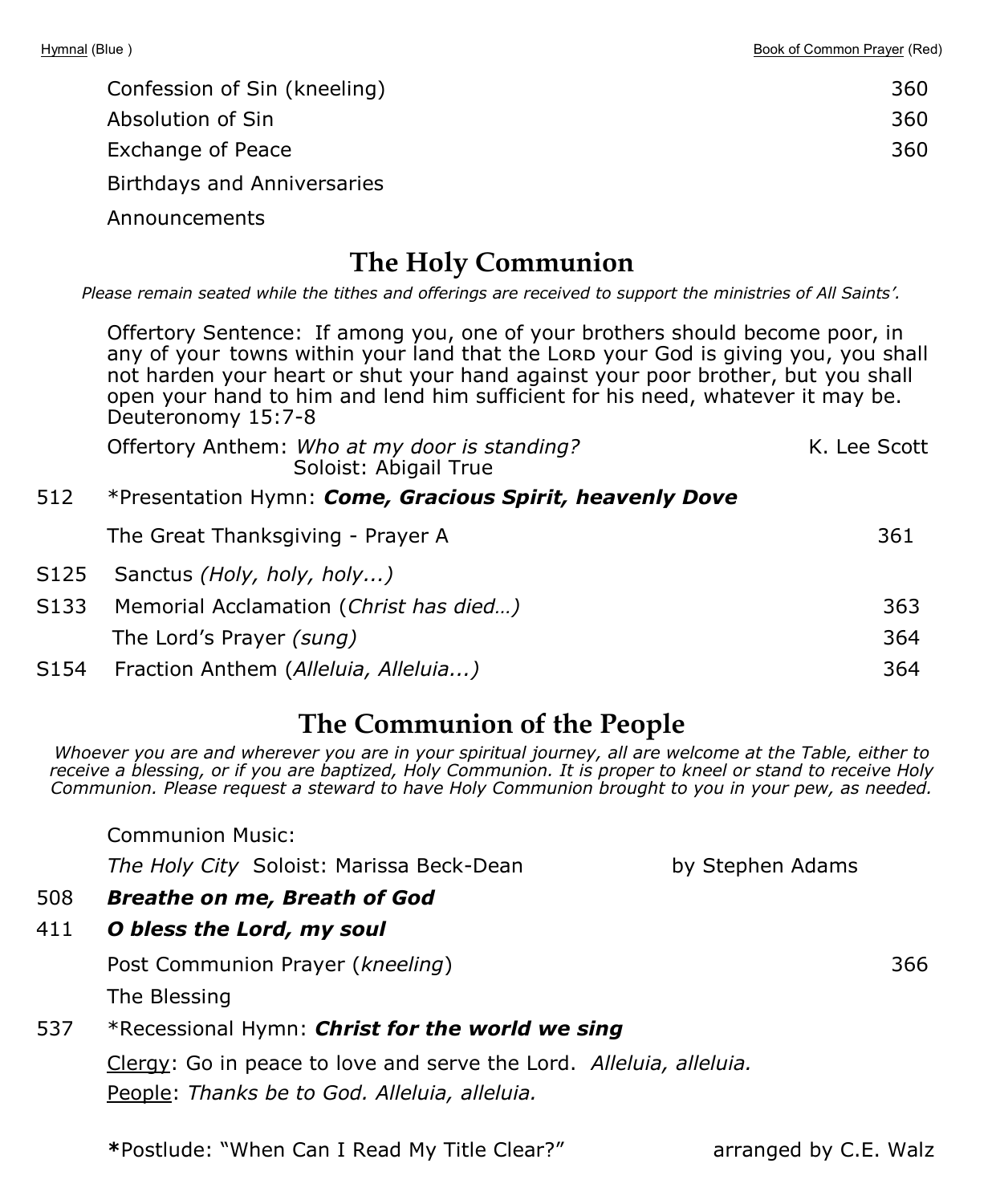| Hymnal (Blue ) | | Book of Common Prayer (Red) |
|---|---|---|
| | Confession of Sin (kneeling) | 360 |
| | Absolution of Sin | 360 |
| | Exchange of Peace | 360 |
| | Birthdays and Anniversaries | |
| | Announcements | |

## The Holy Communion

*Please remain seated while the tithes and offerings are received to support the ministries of All Saints'.*

Offertory Sentence: If among you, one of your brothers should become poor, in any of your towns within your land that the LORD your God is giving you, you shall not harden your heart or shut your hand against your poor brother, but you shall open your hand to him and lend him sufficient for his need, whatever it may be. Deuteronomy 15:7-8

Offertory Anthem: *Who at my door is standing?* — K. Lee Scott
Soloist: Abigail True

| | | |
|---|---|---|
| 512 | *Presentation Hymn: ***Come, Gracious Spirit, heavenly Dove*** | |
| | The Great Thanksgiving - Prayer A | 361 |
| S125 | Sanctus *(Holy, holy, holy...)* | |
| S133 | Memorial Acclamation (*Christ has died…)* | 363 |
| | The Lord's Prayer *(sung)* | 364 |
| S154 | Fraction Anthem (*Alleluia, Alleluia...)* | 364 |

## The Communion of the People

*Whoever you are and wherever you are in your spiritual journey, all are welcome at the Table, either to receive a blessing, or if you are baptized, Holy Communion. It is proper to kneel or stand to receive Holy Communion. Please request a steward to have Holy Communion brought to you in your pew, as needed.*

Communion Music:

*The Holy City* Soloist: Marissa Beck-Dean — by Stephen Adams

| | | |
|---|---|---|
| 508 | ***Breathe on me, Breath of God*** | |
| 411 | ***O bless the Lord, my soul*** | |
| | Post Communion Prayer (*kneeling*) | 366 |
| | The Blessing | |
| 537 | *Recessional Hymn: ***Christ for the world we sing*** | |

Clergy: Go in peace to love and serve the Lord. *Alleluia, alleluia.*

People: *Thanks be to God. Alleluia, alleluia.*

***Postlude: "When Can I Read My Title Clear?" — arranged by C.E. Walz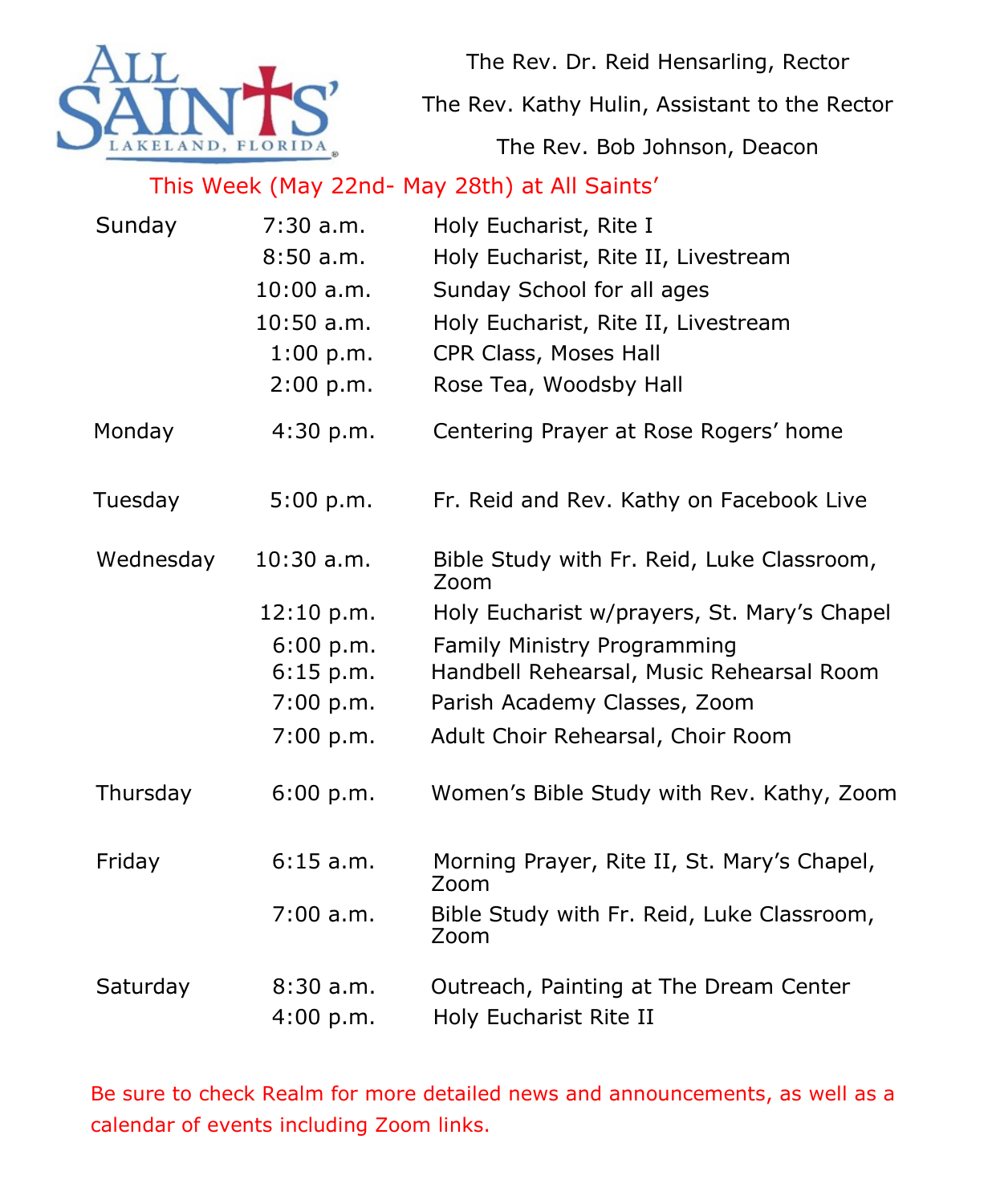ALL SAINTS' LAKELAND, FLORIDA

The Rev. Dr. Reid Hensarling, Rector

The Rev. Kathy Hulin, Assistant to the Rector

The Rev. Bob Johnson, Deacon

## This Week (May 22nd- May 28th) at All Saints'

| Day | Time | Event |
|---|---|---|
| Sunday | 7:30 a.m. | Holy Eucharist, Rite I |
| | 8:50 a.m. | Holy Eucharist, Rite II, Livestream |
| | 10:00 a.m. | Sunday School for all ages |
| | 10:50 a.m. | Holy Eucharist, Rite II, Livestream |
| | 1:00 p.m. | CPR Class, Moses Hall |
| | 2:00 p.m. | Rose Tea, Woodsby Hall |
| Monday | 4:30 p.m. | Centering Prayer at Rose Rogers' home |
| Tuesday | 5:00 p.m. | Fr. Reid and Rev. Kathy on Facebook Live |
| Wednesday | 10:30 a.m. | Bible Study with Fr. Reid, Luke Classroom, Zoom |
| | 12:10 p.m. | Holy Eucharist w/prayers, St. Mary's Chapel |
| | 6:00 p.m. | Family Ministry Programming |
| | 6:15 p.m. | Handbell Rehearsal, Music Rehearsal Room |
| | 7:00 p.m. | Parish Academy Classes, Zoom |
| | 7:00 p.m. | Adult Choir Rehearsal, Choir Room |
| Thursday | 6:00 p.m. | Women's Bible Study with Rev. Kathy, Zoom |
| Friday | 6:15 a.m. | Morning Prayer, Rite II, St. Mary's Chapel, Zoom |
| | 7:00 a.m. | Bible Study with Fr. Reid, Luke Classroom, Zoom |
| Saturday | 8:30 a.m. | Outreach, Painting at The Dream Center |
| | 4:00 p.m. | Holy Eucharist Rite II |

Be sure to check Realm for more detailed news and announcements, as well as a calendar of events including Zoom links.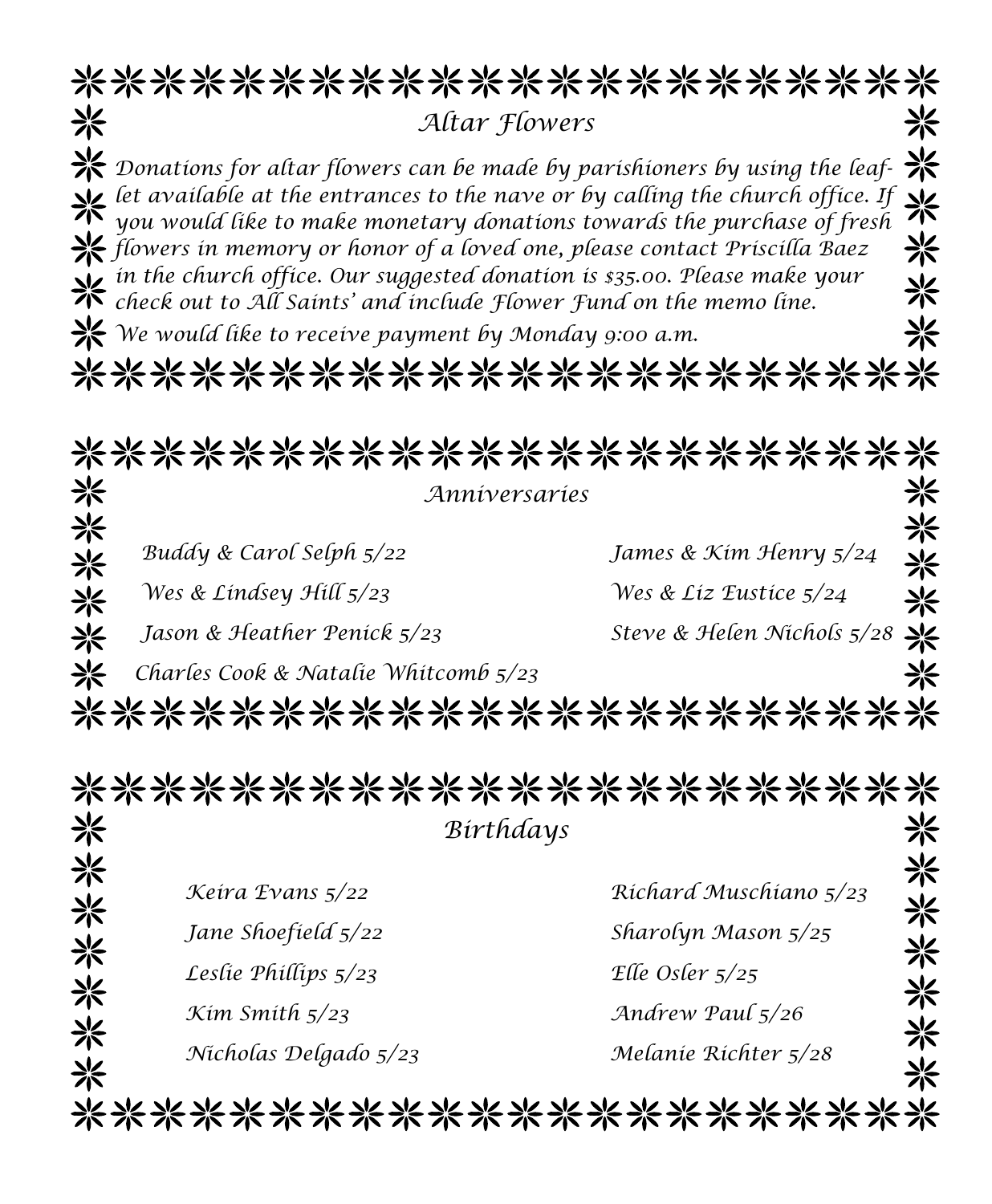## Altar Flowers

Donations for altar flowers can be made by parishioners by using the leaflet available at the entrances to the nave or by calling the church office. If you would like to make monetary donations towards the purchase of fresh flowers in memory or honor of a loved one, please contact Priscilla Baez in the church office. Our suggested donation is $35.00. Please make your check out to All Saints' and include Flower Fund on the memo line.

We would like to receive payment by Monday 9:00 a.m.

## Anniversaries

Buddy & Carol Selph 5/22

Wes & Lindsey Hill 5/23

Jason & Heather Penick 5/23

Charles Cook & Natalie Whitcomb 5/23

James & Kim Henry 5/24

Wes & Liz Eustice 5/24

Steve & Helen Nichols 5/28

## Birthdays

Keira Evans 5/22

Jane Shoefield 5/22

Leslie Phillips 5/23

Kim Smith 5/23

Nicholas Delgado 5/23

Richard Muschiano 5/23

Sharolyn Mason 5/25

Elle Osler 5/25

Andrew Paul 5/26

Melanie Richter 5/28